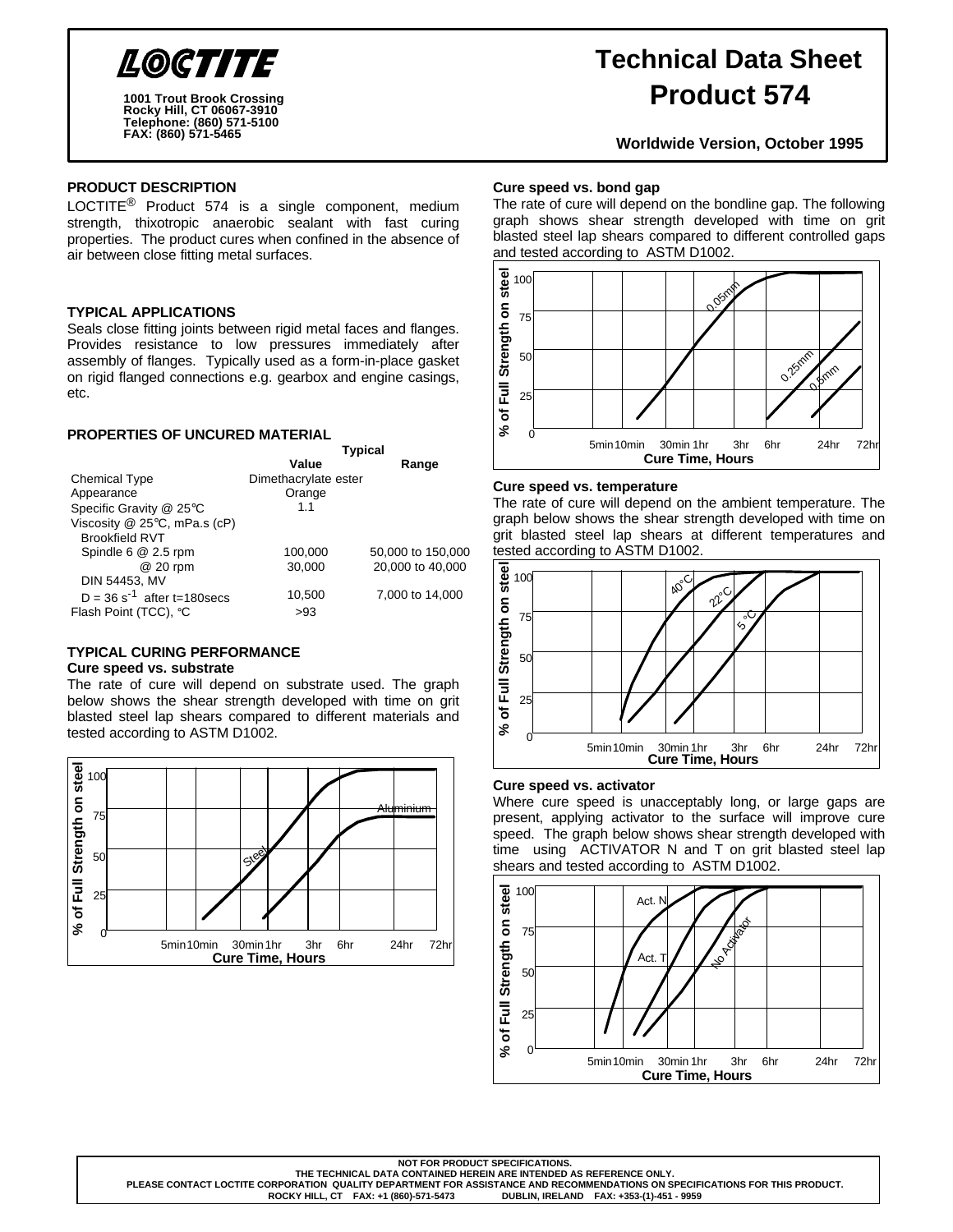# LOCTITE

1001 Trout Brook Crossing
Rocky Hill, CT 06067-3910
Telephone: (860) 571-5100
FAX: (860) 571-5465

# Technical Data Sheet
# Product 574

**Worldwide Version, October 1995**

## PRODUCT DESCRIPTION

LOCTITE® Product 574 is a single component, medium strength, thixotropic anaerobic sealant with fast curing properties. The product cures when confined in the absence of air between close fitting metal surfaces.

## TYPICAL APPLICATIONS

Seals close fitting joints between rigid metal faces and flanges. Provides resistance to low pressures immediately after assembly of flanges. Typically used as a form-in-place gasket on rigid flanged connections e.g. gearbox and engine casings, etc.

## PROPERTIES OF UNCURED MATERIAL

| | Typical Value | Range |
|---|---|---|
| Chemical Type | Dimethacrylate ester | |
| Appearance | Orange | |
| Specific Gravity @ 25°C | 1.1 | |
| Viscosity @ 25°C, mPa.s (cP) | | |
| Brookfield RVT | | |
| Spindle 6 @ 2.5 rpm | 100,000 | 50,000 to 150,000 |
| @ 20 rpm | 30,000 | 20,000 to 40,000 |
| DIN 54453, MV | | |
| D = 36 $s^{-1}$ after t=180secs | 10,500 | 7,000 to 14,000 |
| Flash Point (TCC), °C | >93 | |

## TYPICAL CURING PERFORMANCE

### Cure speed vs. substrate

The rate of cure will depend on substrate used. The graph below shows the shear strength developed with time on grit blasted steel lap shears compared to different materials and tested according to ASTM D1002.

### Cure speed vs. bond gap

The rate of cure will depend on the bondline gap. The following graph shows shear strength developed with time on grit blasted steel lap shears compared to different controlled gaps and tested according to ASTM D1002.

### Cure speed vs. temperature

The rate of cure will depend on the ambient temperature. The graph below shows the shear strength developed with time on grit blasted steel lap shears at different temperatures and tested according to ASTM D1002.

### Cure speed vs. activator

Where cure speed is unacceptably long, or large gaps are present, applying activator to the surface will improve cure speed. The graph below shows shear strength developed with time using ACTIVATOR N and T on grit blasted steel lap shears and tested according to ASTM D1002.

---

NOT FOR PRODUCT SPECIFICATIONS.
THE TECHNICAL DATA CONTAINED HEREIN ARE INTENDED AS REFERENCE ONLY.
PLEASE CONTACT LOCTITE CORPORATION QUALITY DEPARTMENT FOR ASSISTANCE AND RECOMMENDATIONS ON SPECIFICATIONS FOR THIS PRODUCT.
ROCKY HILL, CT FAX: +1 (860)-571-5473 DUBLIN, IRELAND FAX: +353-(1)-451 - 9959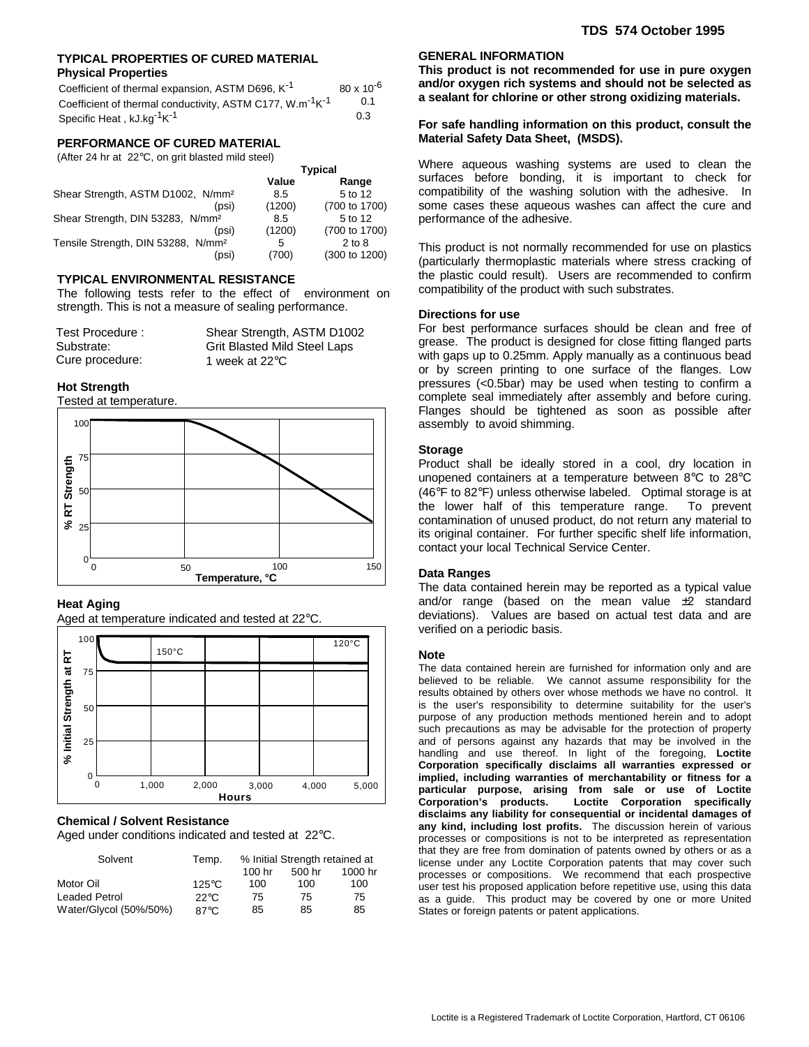**TDS 574 October 1995**

## TYPICAL PROPERTIES OF CURED MATERIAL

### Physical Properties

| | |
|---|---|
| Coefficient of thermal expansion, ASTM D696, $K^{-1}$ | $80 \times 10^{-6}$ |
| Coefficient of thermal conductivity, ASTM C177, $W.m^{-1}K^{-1}$ | 0.1 |
| Specific Heat , $kJ.kg^{-1}K^{-1}$ | 0.3 |

## PERFORMANCE OF CURED MATERIAL

(After 24 hr at 22°C, on grit blasted mild steel)

| | Typical | |
|---|---|---|
| | **Value** | **Range** |
| Shear Strength, ASTM D1002, N/mm² | 8.5 | 5 to 12 |
| (psi) | (1200) | (700 to 1700) |
| Shear Strength, DIN 53283, N/mm² | 8.5 | 5 to 12 |
| (psi) | (1200) | (700 to 1700) |
| Tensile Strength, DIN 53288, N/mm² | 5 | 2 to 8 |
| (psi) | (700) | (300 to 1200) |

## TYPICAL ENVIRONMENTAL RESISTANCE

The following tests refer to the effect of environment on strength. This is not a measure of sealing performance.

| | |
|---|---|
| Test Procedure : | Shear Strength, ASTM D1002 |
| Substrate: | Grit Blasted Mild Steel Laps |
| Cure procedure: | 1 week at 22°C |

### Hot Strength

Tested at temperature.

% RT Strength
100
75
50
25
0
0
50
100
150
Temperature, °C

### Heat Aging

Aged at temperature indicated and tested at 22°C.

% Initial Strength at RT
100
75
50
25
0
150°C
120°C
0
1,000
2,000
3,000
4,000
5,000
Hours

### Chemical / Solvent Resistance

Aged under conditions indicated and tested at 22°C.

| Solvent | Temp. | % Initial Strength retained at | | |
|---|---|---|---|---|
| | | 100 hr | 500 hr | 1000 hr |
| Motor Oil | 125°C | 100 | 100 | 100 |
| Leaded Petrol | 22°C | 75 | 75 | 75 |
| Water/Glycol (50%/50%) | 87°C | 85 | 85 | 85 |

## GENERAL INFORMATION

**This product is not recommended for use in pure oxygen and/or oxygen rich systems and should not be selected as a sealant for chlorine or other strong oxidizing materials.**

**For safe handling information on this product, consult the Material Safety Data Sheet, (MSDS).**

Where aqueous washing systems are used to clean the surfaces before bonding, it is important to check for compatibility of the washing solution with the adhesive. In some cases these aqueous washes can affect the cure and performance of the adhesive.

This product is not normally recommended for use on plastics (particularly thermoplastic materials where stress cracking of the plastic could result). Users are recommended to confirm compatibility of the product with such substrates.

### Directions for use

For best performance surfaces should be clean and free of grease. The product is designed for close fitting flanged parts with gaps up to 0.25mm. Apply manually as a continuous bead or by screen printing to one surface of the flanges. Low pressures (<0.5bar) may be used when testing to confirm a complete seal immediately after assembly and before curing. Flanges should be tightened as soon as possible after assembly to avoid shimming.

### Storage

Product shall be ideally stored in a cool, dry location in unopened containers at a temperature between 8°C to 28°C (46°F to 82°F) unless otherwise labeled. Optimal storage is at the lower half of this temperature range. To prevent contamination of unused product, do not return any material to its original container. For further specific shelf life information, contact your local Technical Service Center.

### Data Ranges

The data contained herein may be reported as a typical value and/or range (based on the mean value ±2 standard deviations). Values are based on actual test data and are verified on a periodic basis.

### Note

The data contained herein are furnished for information only and are believed to be reliable. We cannot assume responsibility for the results obtained by others over whose methods we have no control. It is the user's responsibility to determine suitability for the user's purpose of any production methods mentioned herein and to adopt such precautions as may be advisable for the protection of property and of persons against any hazards that may be involved in the handling and use thereof. In light of the foregoing, **Loctite Corporation specifically disclaims all warranties expressed or implied, including warranties of merchantability or fitness for a particular purpose, arising from sale or use of Loctite Corporation's products. Loctite Corporation specifically disclaims any liability for consequential or incidental damages of any kind, including lost profits.** The discussion herein of various processes or compositions is not to be interpreted as representation that they are free from domination of patents owned by others or as a license under any Loctite Corporation patents that may cover such processes or compositions. We recommend that each prospective user test his proposed application before repetitive use, using this data as a guide. This product may be covered by one or more United States or foreign patents or patent applications.

Loctite is a Registered Trademark of Loctite Corporation, Hartford, CT 06106